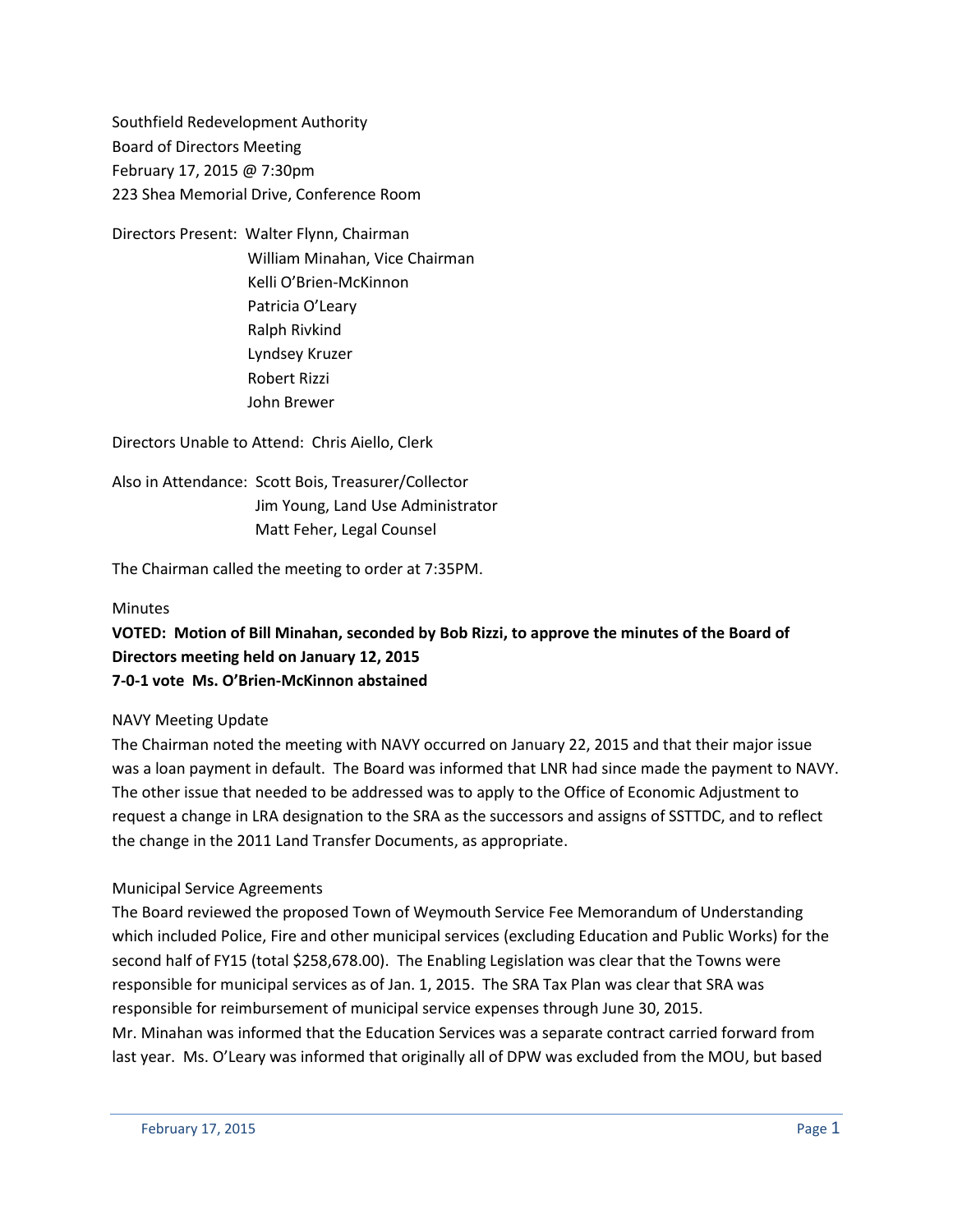Southfield Redevelopment Authority
Board of Directors Meeting
February 17, 2015 @ 7:30pm
223 Shea Memorial Drive, Conference Room

Directors Present: Walter Flynn, Chairman
William Minahan, Vice Chairman
Kelli O'Brien-McKinnon
Patricia O'Leary
Ralph Rivkind
Lyndsey Kruzer
Robert Rizzi
John Brewer

Directors Unable to Attend: Chris Aiello, Clerk

Also in Attendance: Scott Bois, Treasurer/Collector
Jim Young, Land Use Administrator
Matt Feher, Legal Counsel

The Chairman called the meeting to order at 7:35PM.

Minutes

**VOTED: Motion of Bill Minahan, seconded by Bob Rizzi, to approve the minutes of the Board of Directors meeting held on January 12, 2015**
**7-0-1 vote Ms. O'Brien-McKinnon abstained**

NAVY Meeting Update

The Chairman noted the meeting with NAVY occurred on January 22, 2015 and that their major issue was a loan payment in default. The Board was informed that LNR had since made the payment to NAVY. The other issue that needed to be addressed was to apply to the Office of Economic Adjustment to request a change in LRA designation to the SRA as the successors and assigns of SSTTDC, and to reflect the change in the 2011 Land Transfer Documents, as appropriate.

Municipal Service Agreements

The Board reviewed the proposed Town of Weymouth Service Fee Memorandum of Understanding which included Police, Fire and other municipal services (excluding Education and Public Works) for the second half of FY15 (total $258,678.00). The Enabling Legislation was clear that the Towns were responsible for municipal services as of Jan. 1, 2015. The SRA Tax Plan was clear that SRA was responsible for reimbursement of municipal service expenses through June 30, 2015.

Mr. Minahan was informed that the Education Services was a separate contract carried forward from last year. Ms. O'Leary was informed that originally all of DPW was excluded from the MOU, but based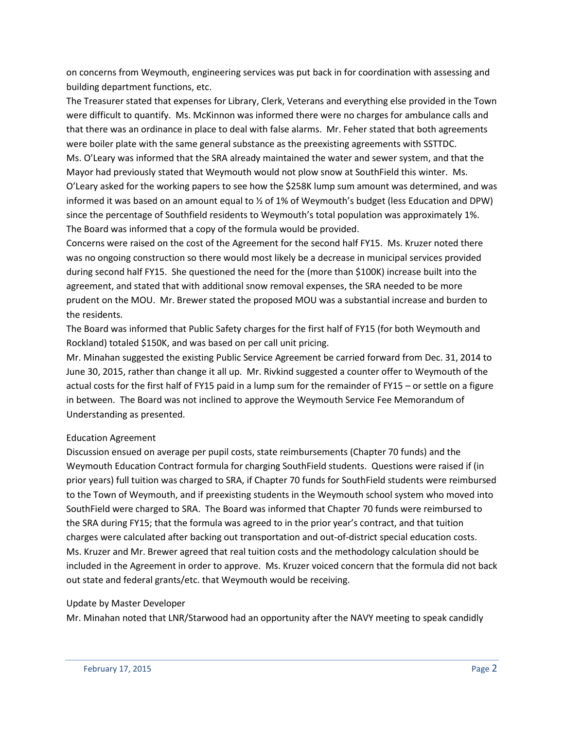on concerns from Weymouth, engineering services was put back in for coordination with assessing and building department functions, etc.

The Treasurer stated that expenses for Library, Clerk, Veterans and everything else provided in the Town were difficult to quantify. Ms. McKinnon was informed there were no charges for ambulance calls and that there was an ordinance in place to deal with false alarms. Mr. Feher stated that both agreements were boiler plate with the same general substance as the preexisting agreements with SSTTDC.

Ms. O'Leary was informed that the SRA already maintained the water and sewer system, and that the Mayor had previously stated that Weymouth would not plow snow at SouthField this winter. Ms. O'Leary asked for the working papers to see how the $258K lump sum amount was determined, and was informed it was based on an amount equal to ½ of 1% of Weymouth's budget (less Education and DPW) since the percentage of Southfield residents to Weymouth's total population was approximately 1%. The Board was informed that a copy of the formula would be provided.

Concerns were raised on the cost of the Agreement for the second half FY15. Ms. Kruzer noted there was no ongoing construction so there would most likely be a decrease in municipal services provided during second half FY15. She questioned the need for the (more than $100K) increase built into the agreement, and stated that with additional snow removal expenses, the SRA needed to be more prudent on the MOU. Mr. Brewer stated the proposed MOU was a substantial increase and burden to the residents.

The Board was informed that Public Safety charges for the first half of FY15 (for both Weymouth and Rockland) totaled $150K, and was based on per call unit pricing.

Mr. Minahan suggested the existing Public Service Agreement be carried forward from Dec. 31, 2014 to June 30, 2015, rather than change it all up. Mr. Rivkind suggested a counter offer to Weymouth of the actual costs for the first half of FY15 paid in a lump sum for the remainder of FY15 – or settle on a figure in between. The Board was not inclined to approve the Weymouth Service Fee Memorandum of Understanding as presented.

Education Agreement

Discussion ensued on average per pupil costs, state reimbursements (Chapter 70 funds) and the Weymouth Education Contract formula for charging SouthField students. Questions were raised if (in prior years) full tuition was charged to SRA, if Chapter 70 funds for SouthField students were reimbursed to the Town of Weymouth, and if preexisting students in the Weymouth school system who moved into SouthField were charged to SRA. The Board was informed that Chapter 70 funds were reimbursed to the SRA during FY15; that the formula was agreed to in the prior year's contract, and that tuition charges were calculated after backing out transportation and out-of-district special education costs. Ms. Kruzer and Mr. Brewer agreed that real tuition costs and the methodology calculation should be included in the Agreement in order to approve. Ms. Kruzer voiced concern that the formula did not back out state and federal grants/etc. that Weymouth would be receiving.

Update by Master Developer

Mr. Minahan noted that LNR/Starwood had an opportunity after the NAVY meeting to speak candidly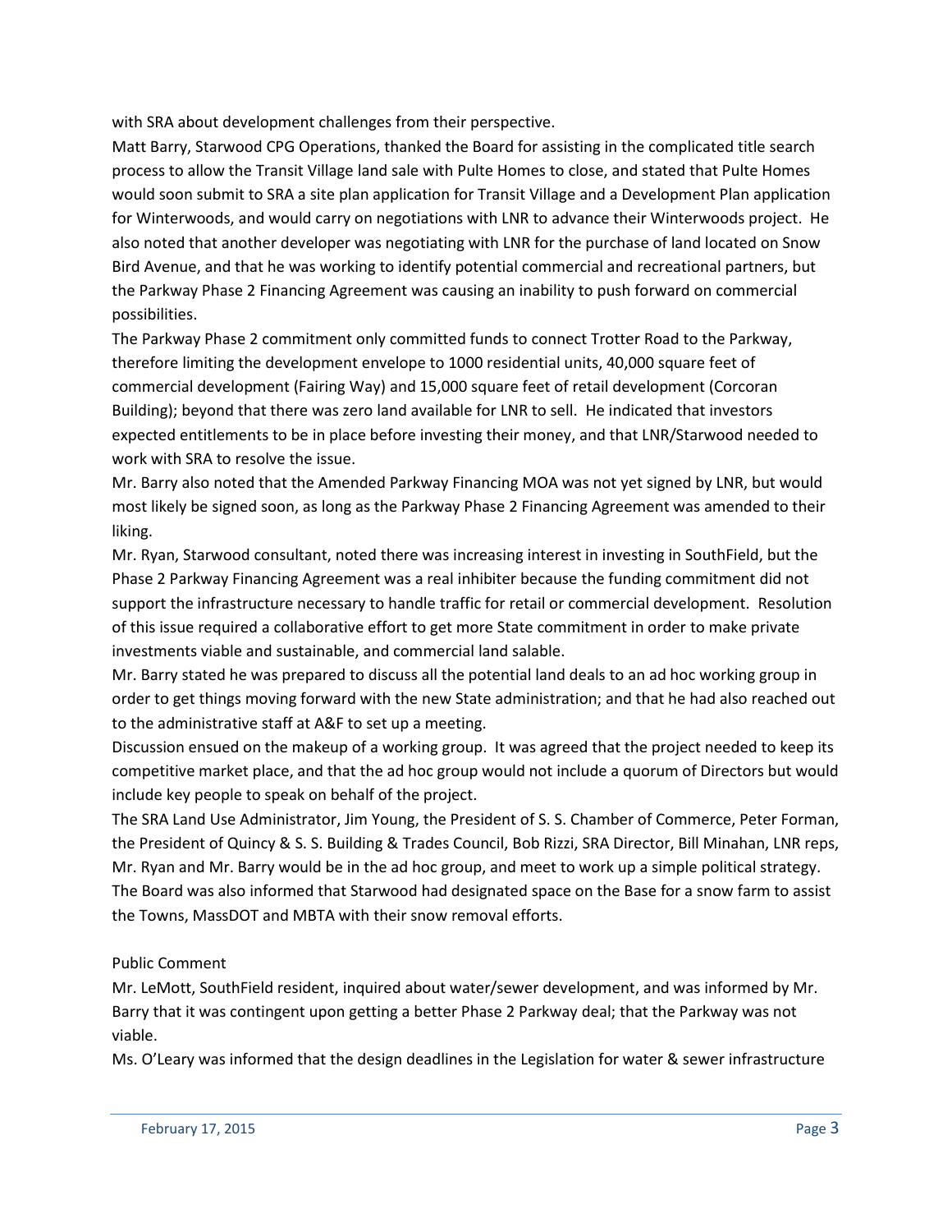with SRA about development challenges from their perspective.

Matt Barry, Starwood CPG Operations, thanked the Board for assisting in the complicated title search process to allow the Transit Village land sale with Pulte Homes to close, and stated that Pulte Homes would soon submit to SRA a site plan application for Transit Village and a Development Plan application for Winterwoods, and would carry on negotiations with LNR to advance their Winterwoods project. He also noted that another developer was negotiating with LNR for the purchase of land located on Snow Bird Avenue, and that he was working to identify potential commercial and recreational partners, but the Parkway Phase 2 Financing Agreement was causing an inability to push forward on commercial possibilities.

The Parkway Phase 2 commitment only committed funds to connect Trotter Road to the Parkway, therefore limiting the development envelope to 1000 residential units, 40,000 square feet of commercial development (Fairing Way) and 15,000 square feet of retail development (Corcoran Building); beyond that there was zero land available for LNR to sell. He indicated that investors expected entitlements to be in place before investing their money, and that LNR/Starwood needed to work with SRA to resolve the issue.

Mr. Barry also noted that the Amended Parkway Financing MOA was not yet signed by LNR, but would most likely be signed soon, as long as the Parkway Phase 2 Financing Agreement was amended to their liking.

Mr. Ryan, Starwood consultant, noted there was increasing interest in investing in SouthField, but the Phase 2 Parkway Financing Agreement was a real inhibiter because the funding commitment did not support the infrastructure necessary to handle traffic for retail or commercial development. Resolution of this issue required a collaborative effort to get more State commitment in order to make private investments viable and sustainable, and commercial land salable.

Mr. Barry stated he was prepared to discuss all the potential land deals to an ad hoc working group in order to get things moving forward with the new State administration; and that he had also reached out to the administrative staff at A&F to set up a meeting.

Discussion ensued on the makeup of a working group. It was agreed that the project needed to keep its competitive market place, and that the ad hoc group would not include a quorum of Directors but would include key people to speak on behalf of the project.

The SRA Land Use Administrator, Jim Young, the President of S. S. Chamber of Commerce, Peter Forman, the President of Quincy & S. S. Building & Trades Council, Bob Rizzi, SRA Director, Bill Minahan, LNR reps, Mr. Ryan and Mr. Barry would be in the ad hoc group, and meet to work up a simple political strategy.

The Board was also informed that Starwood had designated space on the Base for a snow farm to assist the Towns, MassDOT and MBTA with their snow removal efforts.

Public Comment

Mr. LeMott, SouthField resident, inquired about water/sewer development, and was informed by Mr. Barry that it was contingent upon getting a better Phase 2 Parkway deal; that the Parkway was not viable.

Ms. O'Leary was informed that the design deadlines in the Legislation for water & sewer infrastructure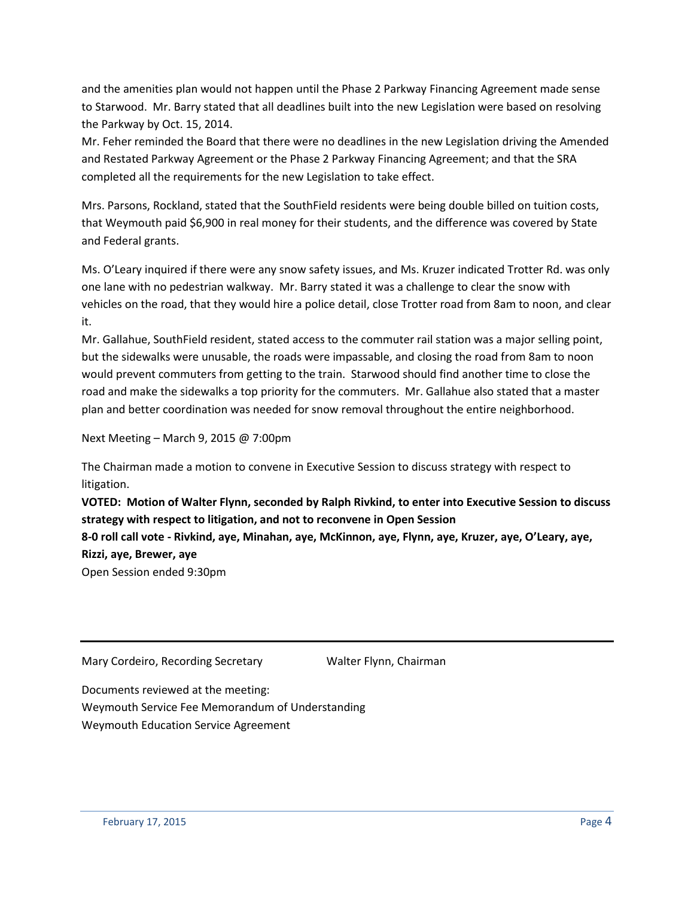and the amenities plan would not happen until the Phase 2 Parkway Financing Agreement made sense to Starwood. Mr. Barry stated that all deadlines built into the new Legislation were based on resolving the Parkway by Oct. 15, 2014.
Mr. Feher reminded the Board that there were no deadlines in the new Legislation driving the Amended and Restated Parkway Agreement or the Phase 2 Parkway Financing Agreement; and that the SRA completed all the requirements for the new Legislation to take effect.

Mrs. Parsons, Rockland, stated that the SouthField residents were being double billed on tuition costs, that Weymouth paid $6,900 in real money for their students, and the difference was covered by State and Federal grants.

Ms. O'Leary inquired if there were any snow safety issues, and Ms. Kruzer indicated Trotter Rd. was only one lane with no pedestrian walkway. Mr. Barry stated it was a challenge to clear the snow with vehicles on the road, that they would hire a police detail, close Trotter road from 8am to noon, and clear it.
Mr. Gallahue, SouthField resident, stated access to the commuter rail station was a major selling point, but the sidewalks were unusable, the roads were impassable, and closing the road from 8am to noon would prevent commuters from getting to the train. Starwood should find another time to close the road and make the sidewalks a top priority for the commuters. Mr. Gallahue also stated that a master plan and better coordination was needed for snow removal throughout the entire neighborhood.

Next Meeting – March 9, 2015 @ 7:00pm

The Chairman made a motion to convene in Executive Session to discuss strategy with respect to litigation.

**VOTED: Motion of Walter Flynn, seconded by Ralph Rivkind, to enter into Executive Session to discuss strategy with respect to litigation, and not to reconvene in Open Session**
**8-0 roll call vote - Rivkind, aye, Minahan, aye, McKinnon, aye, Flynn, aye, Kruzer, aye, O'Leary, aye, Rizzi, aye, Brewer, aye**
Open Session ended 9:30pm

---

Mary Cordeiro, Recording Secretary    Walter Flynn, Chairman

Documents reviewed at the meeting:
Weymouth Service Fee Memorandum of Understanding
Weymouth Education Service Agreement